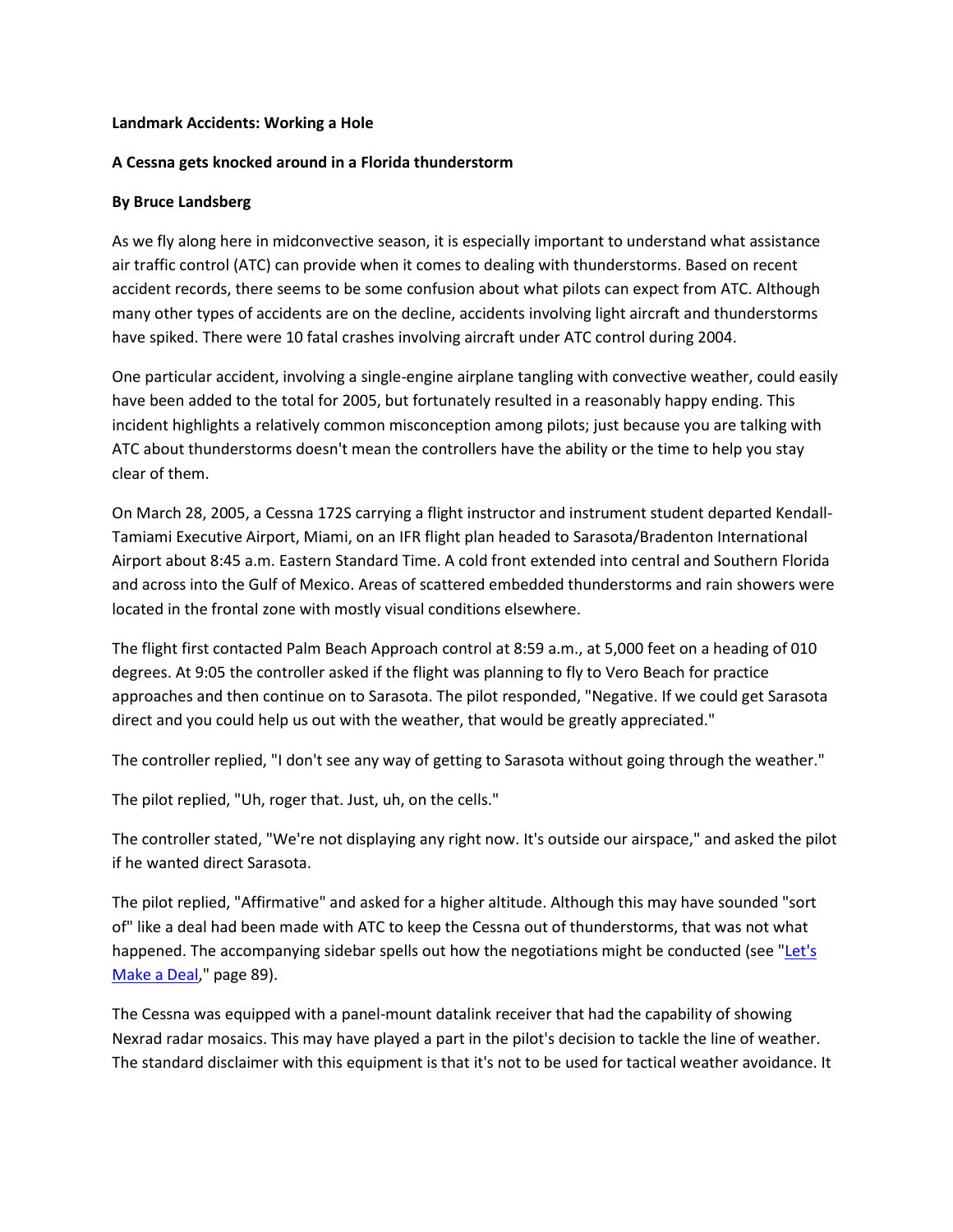**Landmark Accidents: Working a Hole**

**A Cessna gets knocked around in a Florida thunderstorm**

**By Bruce Landsberg**

As we fly along here in midconvective season, it is especially important to understand what assistance air traffic control (ATC) can provide when it comes to dealing with thunderstorms. Based on recent accident records, there seems to be some confusion about what pilots can expect from ATC. Although many other types of accidents are on the decline, accidents involving light aircraft and thunderstorms have spiked. There were 10 fatal crashes involving aircraft under ATC control during 2004.

One particular accident, involving a single-engine airplane tangling with convective weather, could easily have been added to the total for 2005, but fortunately resulted in a reasonably happy ending. This incident highlights a relatively common misconception among pilots; just because you are talking with ATC about thunderstorms doesn't mean the controllers have the ability or the time to help you stay clear of them.

On March 28, 2005, a Cessna 172S carrying a flight instructor and instrument student departed Kendall-Tamiami Executive Airport, Miami, on an IFR flight plan headed to Sarasota/Bradenton International Airport about 8:45 a.m. Eastern Standard Time. A cold front extended into central and Southern Florida and across into the Gulf of Mexico. Areas of scattered embedded thunderstorms and rain showers were located in the frontal zone with mostly visual conditions elsewhere.

The flight first contacted Palm Beach Approach control at 8:59 a.m., at 5,000 feet on a heading of 010 degrees. At 9:05 the controller asked if the flight was planning to fly to Vero Beach for practice approaches and then continue on to Sarasota. The pilot responded, "Negative. If we could get Sarasota direct and you could help us out with the weather, that would be greatly appreciated."

The controller replied, "I don't see any way of getting to Sarasota without going through the weather."

The pilot replied, "Uh, roger that. Just, uh, on the cells."

The controller stated, "We're not displaying any right now. It's outside our airspace," and asked the pilot if he wanted direct Sarasota.

The pilot replied, "Affirmative" and asked for a higher altitude. Although this may have sounded "sort of" like a deal had been made with ATC to keep the Cessna out of thunderstorms, that was not what happened. The accompanying sidebar spells out how the negotiations might be conducted (see "Let's Make a Deal," page 89).

The Cessna was equipped with a panel-mount datalink receiver that had the capability of showing Nexrad radar mosaics. This may have played a part in the pilot's decision to tackle the line of weather. The standard disclaimer with this equipment is that it's not to be used for tactical weather avoidance. It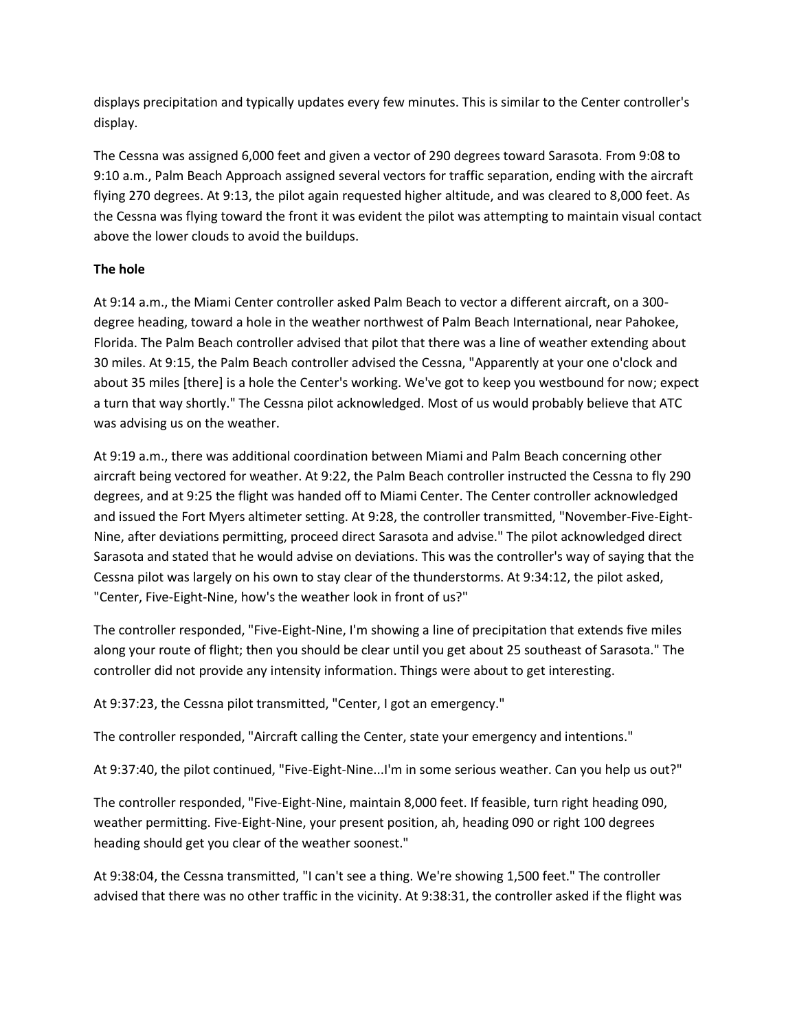displays precipitation and typically updates every few minutes. This is similar to the Center controller's display.

The Cessna was assigned 6,000 feet and given a vector of 290 degrees toward Sarasota. From 9:08 to 9:10 a.m., Palm Beach Approach assigned several vectors for traffic separation, ending with the aircraft flying 270 degrees. At 9:13, the pilot again requested higher altitude, and was cleared to 8,000 feet. As the Cessna was flying toward the front it was evident the pilot was attempting to maintain visual contact above the lower clouds to avoid the buildups.

**The hole**

At 9:14 a.m., the Miami Center controller asked Palm Beach to vector a different aircraft, on a 300-degree heading, toward a hole in the weather northwest of Palm Beach International, near Pahokee, Florida. The Palm Beach controller advised that pilot that there was a line of weather extending about 30 miles. At 9:15, the Palm Beach controller advised the Cessna, "Apparently at your one o'clock and about 35 miles [there] is a hole the Center's working. We've got to keep you westbound for now; expect a turn that way shortly." The Cessna pilot acknowledged. Most of us would probably believe that ATC was advising us on the weather.

At 9:19 a.m., there was additional coordination between Miami and Palm Beach concerning other aircraft being vectored for weather. At 9:22, the Palm Beach controller instructed the Cessna to fly 290 degrees, and at 9:25 the flight was handed off to Miami Center. The Center controller acknowledged and issued the Fort Myers altimeter setting. At 9:28, the controller transmitted, "November-Five-Eight-Nine, after deviations permitting, proceed direct Sarasota and advise." The pilot acknowledged direct Sarasota and stated that he would advise on deviations. This was the controller's way of saying that the Cessna pilot was largely on his own to stay clear of the thunderstorms. At 9:34:12, the pilot asked, "Center, Five-Eight-Nine, how's the weather look in front of us?"

The controller responded, "Five-Eight-Nine, I'm showing a line of precipitation that extends five miles along your route of flight; then you should be clear until you get about 25 southeast of Sarasota." The controller did not provide any intensity information. Things were about to get interesting.

At 9:37:23, the Cessna pilot transmitted, "Center, I got an emergency."

The controller responded, "Aircraft calling the Center, state your emergency and intentions."

At 9:37:40, the pilot continued, "Five-Eight-Nine...I'm in some serious weather. Can you help us out?"

The controller responded, "Five-Eight-Nine, maintain 8,000 feet. If feasible, turn right heading 090, weather permitting. Five-Eight-Nine, your present position, ah, heading 090 or right 100 degrees heading should get you clear of the weather soonest."

At 9:38:04, the Cessna transmitted, "I can't see a thing. We're showing 1,500 feet." The controller advised that there was no other traffic in the vicinity. At 9:38:31, the controller asked if the flight was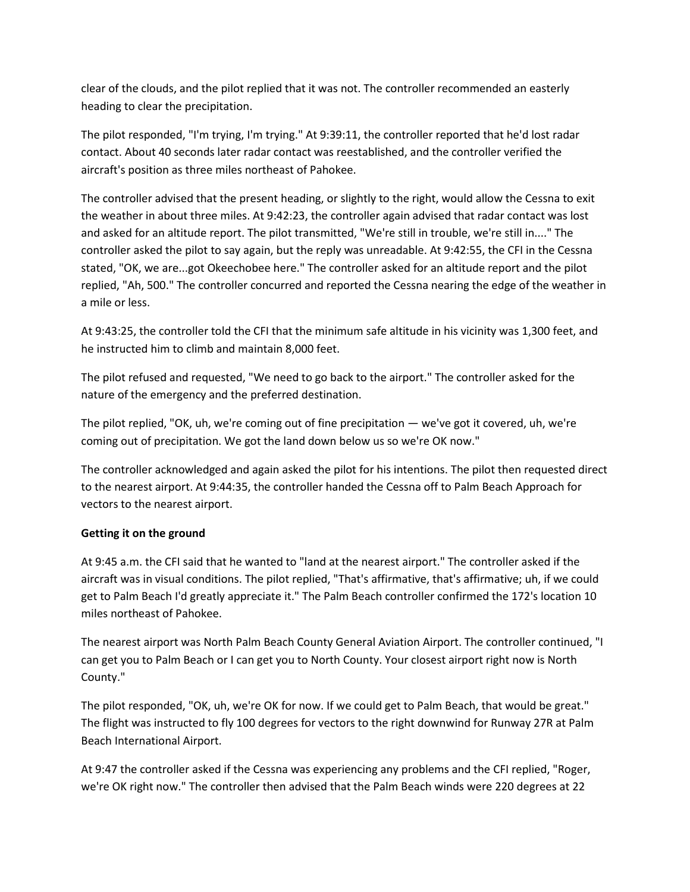clear of the clouds, and the pilot replied that it was not. The controller recommended an easterly heading to clear the precipitation.

The pilot responded, "I'm trying, I'm trying." At 9:39:11, the controller reported that he'd lost radar contact. About 40 seconds later radar contact was reestablished, and the controller verified the aircraft's position as three miles northeast of Pahokee.

The controller advised that the present heading, or slightly to the right, would allow the Cessna to exit the weather in about three miles. At 9:42:23, the controller again advised that radar contact was lost and asked for an altitude report. The pilot transmitted, "We're still in trouble, we're still in...." The controller asked the pilot to say again, but the reply was unreadable. At 9:42:55, the CFI in the Cessna stated, "OK, we are...got Okeechobee here." The controller asked for an altitude report and the pilot replied, "Ah, 500." The controller concurred and reported the Cessna nearing the edge of the weather in a mile or less.

At 9:43:25, the controller told the CFI that the minimum safe altitude in his vicinity was 1,300 feet, and he instructed him to climb and maintain 8,000 feet.

The pilot refused and requested, "We need to go back to the airport." The controller asked for the nature of the emergency and the preferred destination.

The pilot replied, "OK, uh, we're coming out of fine precipitation — we've got it covered, uh, we're coming out of precipitation. We got the land down below us so we're OK now."

The controller acknowledged and again asked the pilot for his intentions. The pilot then requested direct to the nearest airport. At 9:44:35, the controller handed the Cessna off to Palm Beach Approach for vectors to the nearest airport.

**Getting it on the ground**

At 9:45 a.m. the CFI said that he wanted to "land at the nearest airport." The controller asked if the aircraft was in visual conditions. The pilot replied, "That's affirmative, that's affirmative; uh, if we could get to Palm Beach I'd greatly appreciate it." The Palm Beach controller confirmed the 172's location 10 miles northeast of Pahokee.

The nearest airport was North Palm Beach County General Aviation Airport. The controller continued, "I can get you to Palm Beach or I can get you to North County. Your closest airport right now is North County."

The pilot responded, "OK, uh, we're OK for now. If we could get to Palm Beach, that would be great." The flight was instructed to fly 100 degrees for vectors to the right downwind for Runway 27R at Palm Beach International Airport.

At 9:47 the controller asked if the Cessna was experiencing any problems and the CFI replied, "Roger, we're OK right now." The controller then advised that the Palm Beach winds were 220 degrees at 22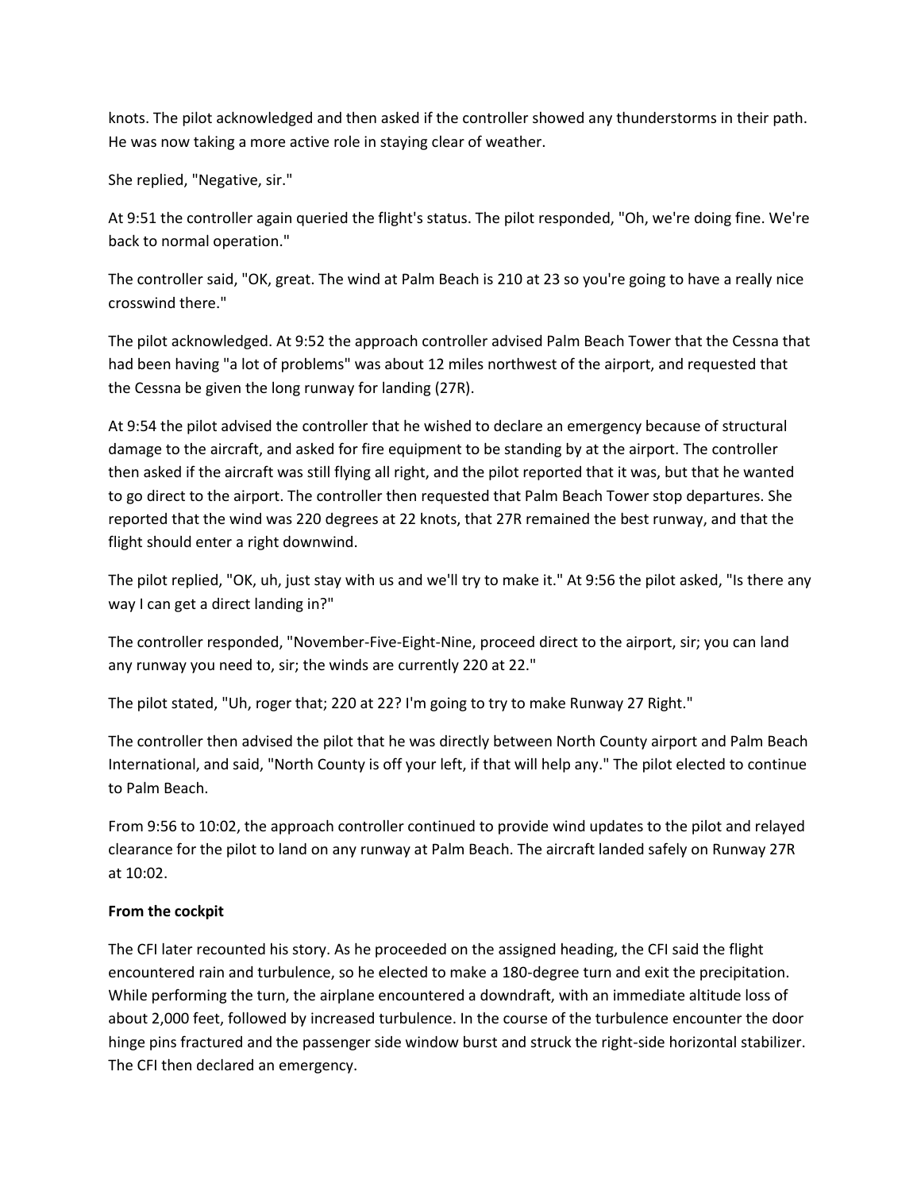knots. The pilot acknowledged and then asked if the controller showed any thunderstorms in their path. He was now taking a more active role in staying clear of weather.

She replied, "Negative, sir."

At 9:51 the controller again queried the flight's status. The pilot responded, "Oh, we're doing fine. We're back to normal operation."

The controller said, "OK, great. The wind at Palm Beach is 210 at 23 so you're going to have a really nice crosswind there."

The pilot acknowledged. At 9:52 the approach controller advised Palm Beach Tower that the Cessna that had been having "a lot of problems" was about 12 miles northwest of the airport, and requested that the Cessna be given the long runway for landing (27R).

At 9:54 the pilot advised the controller that he wished to declare an emergency because of structural damage to the aircraft, and asked for fire equipment to be standing by at the airport. The controller then asked if the aircraft was still flying all right, and the pilot reported that it was, but that he wanted to go direct to the airport. The controller then requested that Palm Beach Tower stop departures. She reported that the wind was 220 degrees at 22 knots, that 27R remained the best runway, and that the flight should enter a right downwind.

The pilot replied, "OK, uh, just stay with us and we'll try to make it." At 9:56 the pilot asked, "Is there any way I can get a direct landing in?"

The controller responded, "November-Five-Eight-Nine, proceed direct to the airport, sir; you can land any runway you need to, sir; the winds are currently 220 at 22."

The pilot stated, "Uh, roger that; 220 at 22? I'm going to try to make Runway 27 Right."

The controller then advised the pilot that he was directly between North County airport and Palm Beach International, and said, "North County is off your left, if that will help any." The pilot elected to continue to Palm Beach.

From 9:56 to 10:02, the approach controller continued to provide wind updates to the pilot and relayed clearance for the pilot to land on any runway at Palm Beach. The aircraft landed safely on Runway 27R at 10:02.

**From the cockpit**

The CFI later recounted his story. As he proceeded on the assigned heading, the CFI said the flight encountered rain and turbulence, so he elected to make a 180-degree turn and exit the precipitation. While performing the turn, the airplane encountered a downdraft, with an immediate altitude loss of about 2,000 feet, followed by increased turbulence. In the course of the turbulence encounter the door hinge pins fractured and the passenger side window burst and struck the right-side horizontal stabilizer. The CFI then declared an emergency.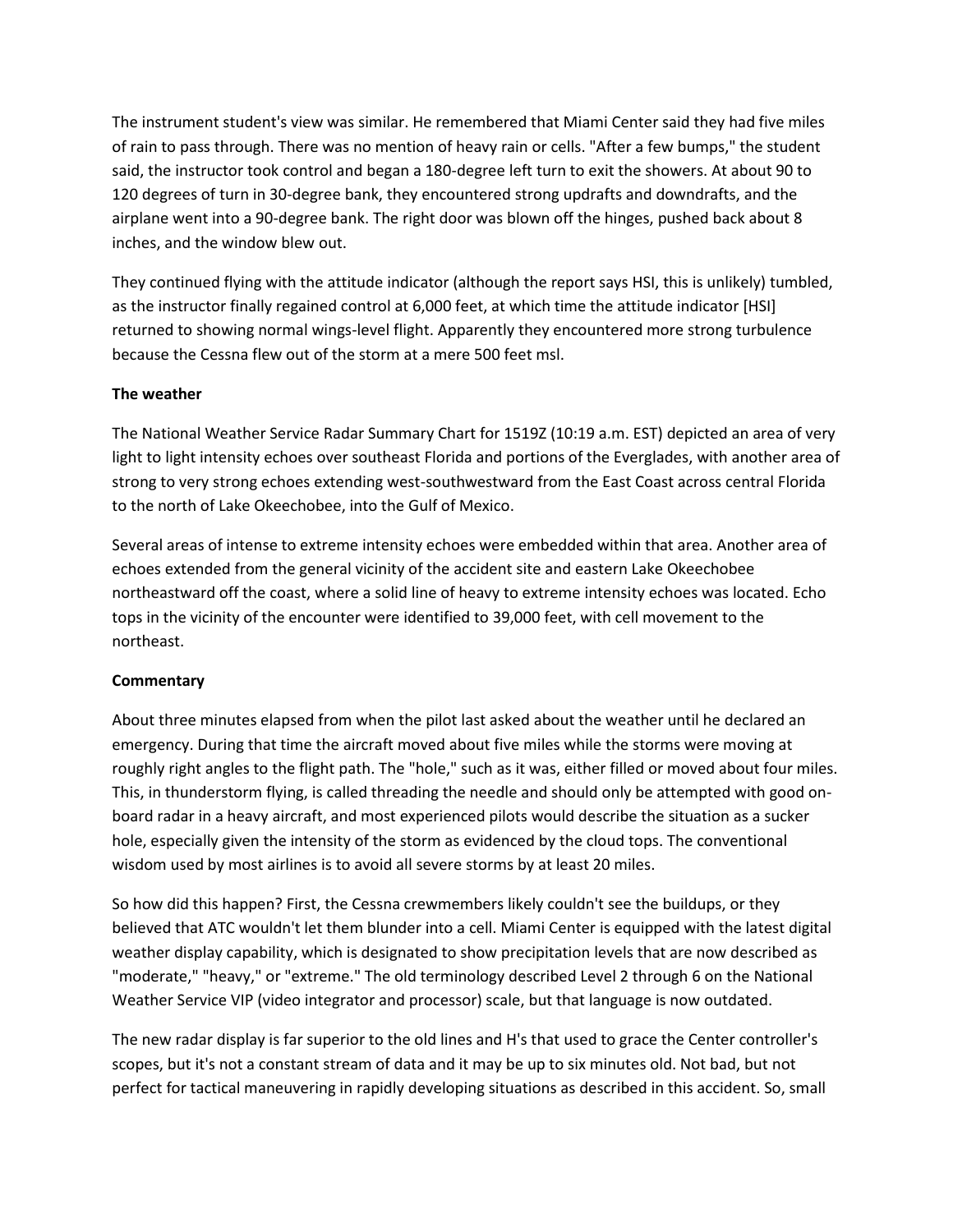The instrument student's view was similar. He remembered that Miami Center said they had five miles of rain to pass through. There was no mention of heavy rain or cells. "After a few bumps," the student said, the instructor took control and began a 180-degree left turn to exit the showers. At about 90 to 120 degrees of turn in 30-degree bank, they encountered strong updrafts and downdrafts, and the airplane went into a 90-degree bank. The right door was blown off the hinges, pushed back about 8 inches, and the window blew out.

They continued flying with the attitude indicator (although the report says HSI, this is unlikely) tumbled, as the instructor finally regained control at 6,000 feet, at which time the attitude indicator [HSI] returned to showing normal wings-level flight. Apparently they encountered more strong turbulence because the Cessna flew out of the storm at a mere 500 feet msl.

**The weather**

The National Weather Service Radar Summary Chart for 1519Z (10:19 a.m. EST) depicted an area of very light to light intensity echoes over southeast Florida and portions of the Everglades, with another area of strong to very strong echoes extending west-southwestward from the East Coast across central Florida to the north of Lake Okeechobee, into the Gulf of Mexico.

Several areas of intense to extreme intensity echoes were embedded within that area. Another area of echoes extended from the general vicinity of the accident site and eastern Lake Okeechobee northeastward off the coast, where a solid line of heavy to extreme intensity echoes was located. Echo tops in the vicinity of the encounter were identified to 39,000 feet, with cell movement to the northeast.

**Commentary**

About three minutes elapsed from when the pilot last asked about the weather until he declared an emergency. During that time the aircraft moved about five miles while the storms were moving at roughly right angles to the flight path. The "hole," such as it was, either filled or moved about four miles. This, in thunderstorm flying, is called threading the needle and should only be attempted with good on-board radar in a heavy aircraft, and most experienced pilots would describe the situation as a sucker hole, especially given the intensity of the storm as evidenced by the cloud tops. The conventional wisdom used by most airlines is to avoid all severe storms by at least 20 miles.

So how did this happen? First, the Cessna crewmembers likely couldn't see the buildups, or they believed that ATC wouldn't let them blunder into a cell. Miami Center is equipped with the latest digital weather display capability, which is designated to show precipitation levels that are now described as "moderate," "heavy," or "extreme." The old terminology described Level 2 through 6 on the National Weather Service VIP (video integrator and processor) scale, but that language is now outdated.

The new radar display is far superior to the old lines and H's that used to grace the Center controller's scopes, but it's not a constant stream of data and it may be up to six minutes old. Not bad, but not perfect for tactical maneuvering in rapidly developing situations as described in this accident. So, small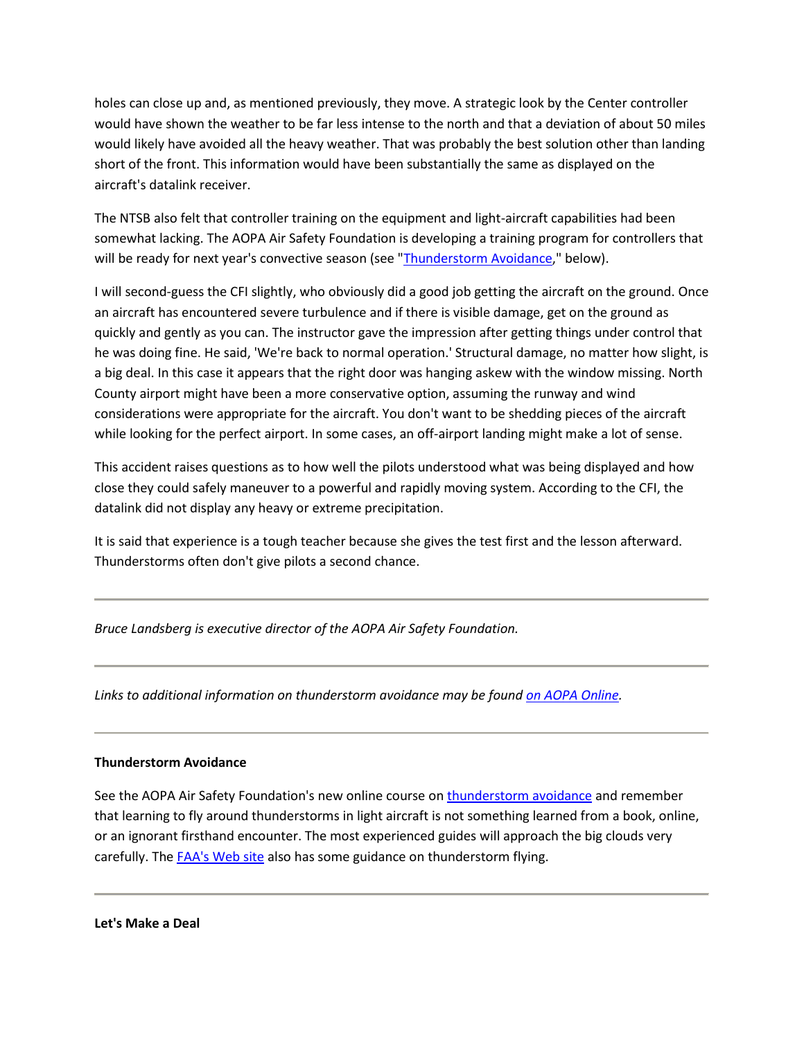holes can close up and, as mentioned previously, they move. A strategic look by the Center controller would have shown the weather to be far less intense to the north and that a deviation of about 50 miles would likely have avoided all the heavy weather. That was probably the best solution other than landing short of the front. This information would have been substantially the same as displayed on the aircraft's datalink receiver.

The NTSB also felt that controller training on the equipment and light-aircraft capabilities had been somewhat lacking. The AOPA Air Safety Foundation is developing a training program for controllers that will be ready for next year's convective season (see "[Thunderstorm Avoidance](#)," below).

I will second-guess the CFI slightly, who obviously did a good job getting the aircraft on the ground. Once an aircraft has encountered severe turbulence and if there is visible damage, get on the ground as quickly and gently as you can. The instructor gave the impression after getting things under control that he was doing fine. He said, 'We're back to normal operation.' Structural damage, no matter how slight, is a big deal. In this case it appears that the right door was hanging askew with the window missing. North County airport might have been a more conservative option, assuming the runway and wind considerations were appropriate for the aircraft. You don't want to be shedding pieces of the aircraft while looking for the perfect airport. In some cases, an off-airport landing might make a lot of sense.

This accident raises questions as to how well the pilots understood what was being displayed and how close they could safely maneuver to a powerful and rapidly moving system. According to the CFI, the datalink did not display any heavy or extreme precipitation.

It is said that experience is a tough teacher because she gives the test first and the lesson afterward. Thunderstorms often don't give pilots a second chance.

---

*Bruce Landsberg is executive director of the AOPA Air Safety Foundation.*

---

*Links to additional information on thunderstorm avoidance may be found [on AOPA Online](#).*

---

**Thunderstorm Avoidance**

See the AOPA Air Safety Foundation's new online course on [thunderstorm avoidance](#) and remember that learning to fly around thunderstorms in light aircraft is not something learned from a book, online, or an ignorant firsthand encounter. The most experienced guides will approach the big clouds very carefully. The [FAA's Web site](#) also has some guidance on thunderstorm flying.

---

**Let's Make a Deal**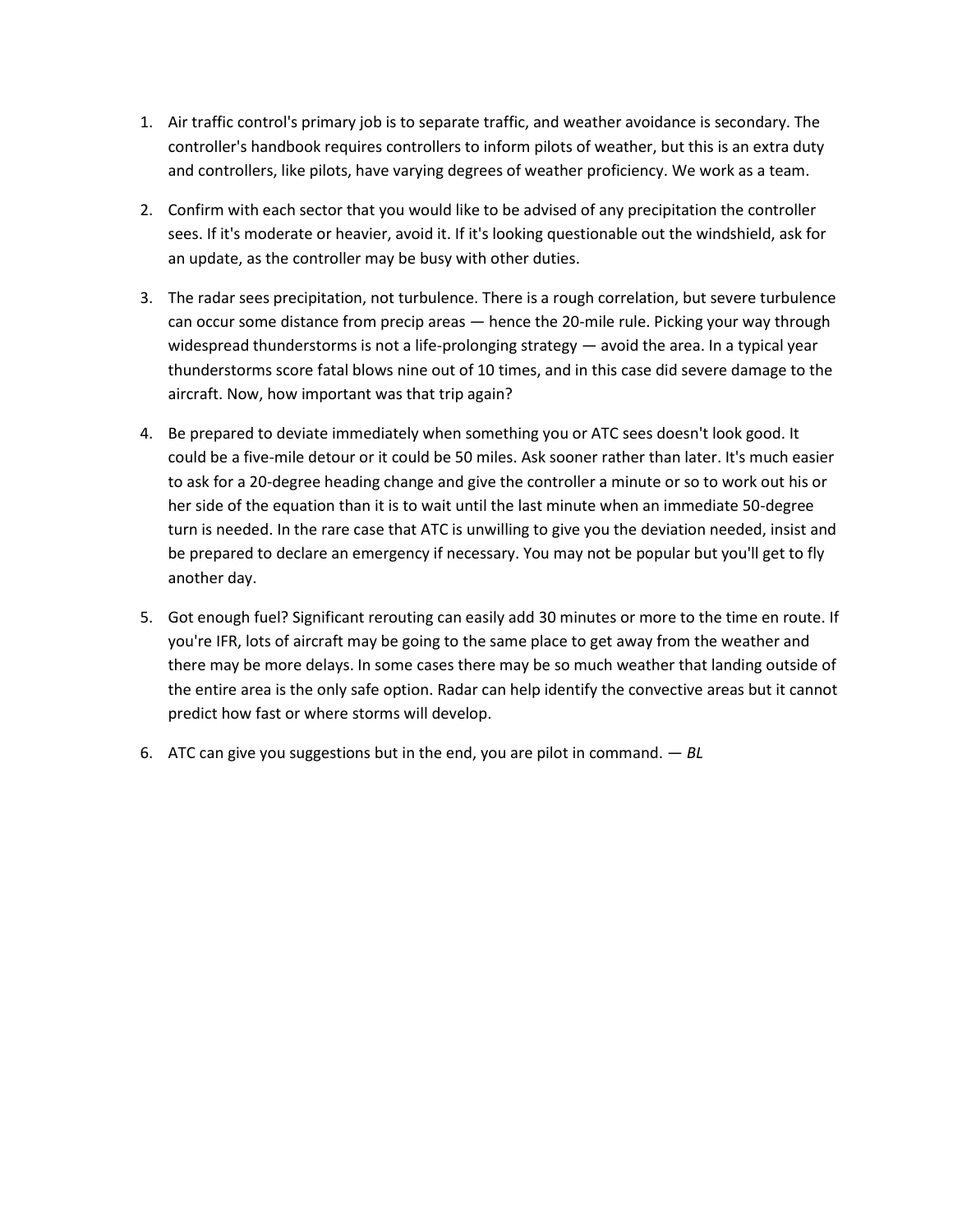1. Air traffic control's primary job is to separate traffic, and weather avoidance is secondary. The controller's handbook requires controllers to inform pilots of weather, but this is an extra duty and controllers, like pilots, have varying degrees of weather proficiency. We work as a team.

2. Confirm with each sector that you would like to be advised of any precipitation the controller sees. If it's moderate or heavier, avoid it. If it's looking questionable out the windshield, ask for an update, as the controller may be busy with other duties.

3. The radar sees precipitation, not turbulence. There is a rough correlation, but severe turbulence can occur some distance from precip areas — hence the 20-mile rule. Picking your way through widespread thunderstorms is not a life-prolonging strategy — avoid the area. In a typical year thunderstorms score fatal blows nine out of 10 times, and in this case did severe damage to the aircraft. Now, how important was that trip again?

4. Be prepared to deviate immediately when something you or ATC sees doesn't look good. It could be a five-mile detour or it could be 50 miles. Ask sooner rather than later. It's much easier to ask for a 20-degree heading change and give the controller a minute or so to work out his or her side of the equation than it is to wait until the last minute when an immediate 50-degree turn is needed. In the rare case that ATC is unwilling to give you the deviation needed, insist and be prepared to declare an emergency if necessary. You may not be popular but you'll get to fly another day.

5. Got enough fuel? Significant rerouting can easily add 30 minutes or more to the time en route. If you're IFR, lots of aircraft may be going to the same place to get away from the weather and there may be more delays. In some cases there may be so much weather that landing outside of the entire area is the only safe option. Radar can help identify the convective areas but it cannot predict how fast or where storms will develop.

6. ATC can give you suggestions but in the end, you are pilot in command. — *BL*